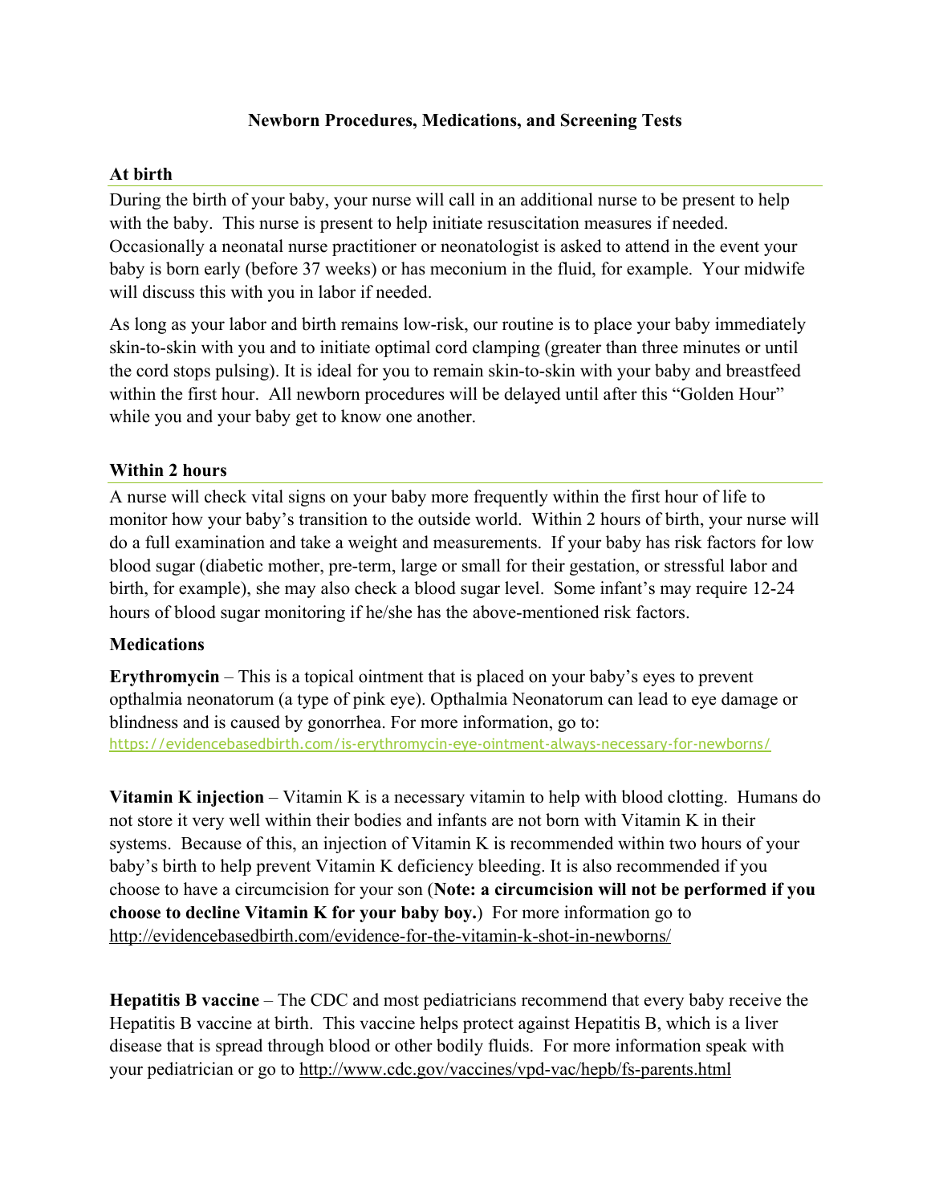# Newborn Procedures, Medications, and Screening Tests

## At birth

During the birth of your baby, your nurse will call in an additional nurse to be present to help with the baby. This nurse is present to help initiate resuscitation measures if needed. Occasionally a neonatal nurse practitioner or neonatologist is asked to attend in the event your baby is born early (before 37 weeks) or has meconium in the fluid, for example. Your midwife will discuss this with you in labor if needed.

As long as your labor and birth remains low-risk, our routine is to place your baby immediately skin-to-skin with you and to initiate optimal cord clamping (greater than three minutes or until the cord stops pulsing). It is ideal for you to remain skin-to-skin with your baby and breastfeed within the first hour. All newborn procedures will be delayed until after this "Golden Hour" while you and your baby get to know one another.

## Within 2 hours

A nurse will check vital signs on your baby more frequently within the first hour of life to monitor how your baby's transition to the outside world. Within 2 hours of birth, your nurse will do a full examination and take a weight and measurements. If your baby has risk factors for low blood sugar (diabetic mother, pre-term, large or small for their gestation, or stressful labor and birth, for example), she may also check a blood sugar level. Some infant's may require 12-24 hours of blood sugar monitoring if he/she has the above-mentioned risk factors.

## Medications

**Erythromycin** – This is a topical ointment that is placed on your baby's eyes to prevent opthalmia neonatorum (a type of pink eye). Opthalmia Neonatorum can lead to eye damage or blindness and is caused by gonorrhea. For more information, go to: https://evidencebasedbirth.com/is-erythromycin-eye-ointment-always-necessary-for-newborns/

**Vitamin K injection** – Vitamin K is a necessary vitamin to help with blood clotting. Humans do not store it very well within their bodies and infants are not born with Vitamin K in their systems. Because of this, an injection of Vitamin K is recommended within two hours of your baby's birth to help prevent Vitamin K deficiency bleeding. It is also recommended if you choose to have a circumcision for your son (**Note: a circumcision will not be performed if you choose to decline Vitamin K for your baby boy.**) For more information go to http://evidencebasedbirth.com/evidence-for-the-vitamin-k-shot-in-newborns/

**Hepatitis B vaccine** – The CDC and most pediatricians recommend that every baby receive the Hepatitis B vaccine at birth. This vaccine helps protect against Hepatitis B, which is a liver disease that is spread through blood or other bodily fluids. For more information speak with your pediatrician or go to http://www.cdc.gov/vaccines/vpd-vac/hepb/fs-parents.html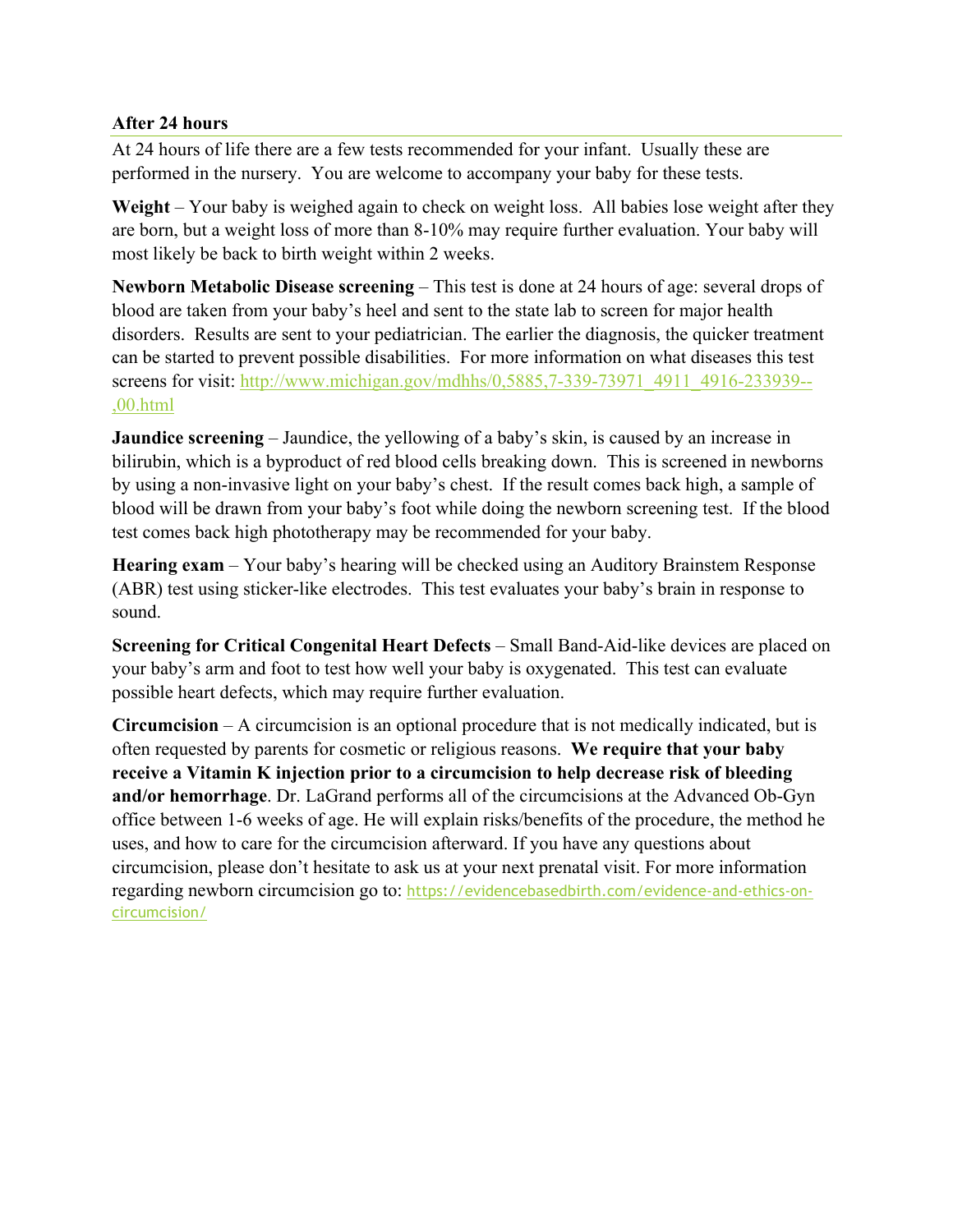### After 24 hours

At 24 hours of life there are a few tests recommended for your infant. Usually these are performed in the nursery. You are welcome to accompany your baby for these tests.

**Weight** – Your baby is weighed again to check on weight loss. All babies lose weight after they are born, but a weight loss of more than 8-10% may require further evaluation. Your baby will most likely be back to birth weight within 2 weeks.

**Newborn Metabolic Disease screening** – This test is done at 24 hours of age: several drops of blood are taken from your baby's heel and sent to the state lab to screen for major health disorders. Results are sent to your pediatrician. The earlier the diagnosis, the quicker treatment can be started to prevent possible disabilities. For more information on what diseases this test screens for visit: http://www.michigan.gov/mdhhs/0,5885,7-339-73971_4911_4916-233939--,00.html

**Jaundice screening** – Jaundice, the yellowing of a baby's skin, is caused by an increase in bilirubin, which is a byproduct of red blood cells breaking down. This is screened in newborns by using a non-invasive light on your baby's chest. If the result comes back high, a sample of blood will be drawn from your baby's foot while doing the newborn screening test. If the blood test comes back high phototherapy may be recommended for your baby.

**Hearing exam** – Your baby's hearing will be checked using an Auditory Brainstem Response (ABR) test using sticker-like electrodes. This test evaluates your baby's brain in response to sound.

**Screening for Critical Congenital Heart Defects** – Small Band-Aid-like devices are placed on your baby's arm and foot to test how well your baby is oxygenated. This test can evaluate possible heart defects, which may require further evaluation.

**Circumcision** – A circumcision is an optional procedure that is not medically indicated, but is often requested by parents for cosmetic or religious reasons. **We require that your baby receive a Vitamin K injection prior to a circumcision to help decrease risk of bleeding and/or hemorrhage**. Dr. LaGrand performs all of the circumcisions at the Advanced Ob-Gyn office between 1-6 weeks of age. He will explain risks/benefits of the procedure, the method he uses, and how to care for the circumcision afterward. If you have any questions about circumcision, please don't hesitate to ask us at your next prenatal visit. For more information regarding newborn circumcision go to: https://evidencebasedbirth.com/evidence-and-ethics-on-circumcision/